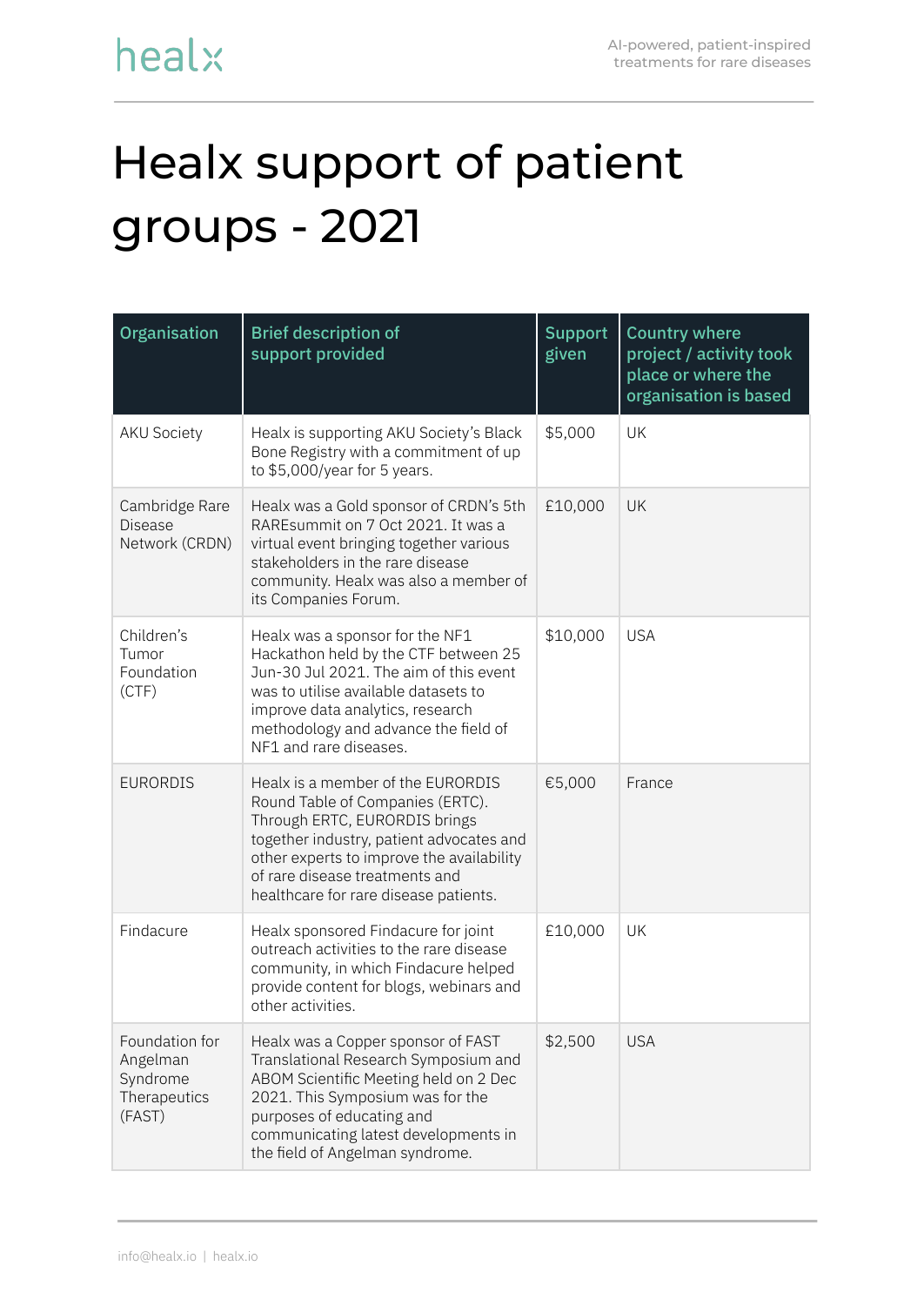# Healx support of patient groups - 2021

| Organisation | Brief description of support provided | Support given | Country where project / activity took place or where the organisation is based |
|---|---|---|---|
| AKU Society | Healx is supporting AKU Society's Black Bone Registry with a commitment of up to $5,000/year for 5 years. | $5,000 | UK |
| Cambridge Rare Disease Network (CRDN) | Healx was a Gold sponsor of CRDN's 5th RAREsummit on 7 Oct 2021. It was a virtual event bringing together various stakeholders in the rare disease community. Healx was also a member of its Companies Forum. | £10,000 | UK |
| Children's Tumor Foundation (CTF) | Healx was a sponsor for the NF1 Hackathon held by the CTF between 25 Jun-30 Jul 2021. The aim of this event was to utilise available datasets to improve data analytics, research methodology and advance the field of NF1 and rare diseases. | $10,000 | USA |
| EURORDIS | Healx is a member of the EURORDIS Round Table of Companies (ERTC). Through ERTC, EURORDIS brings together industry, patient advocates and other experts to improve the availability of rare disease treatments and healthcare for rare disease patients. | €5,000 | France |
| Findacure | Healx sponsored Findacure for joint outreach activities to the rare disease community, in which Findacure helped provide content for blogs, webinars and other activities. | £10,000 | UK |
| Foundation for Angelman Syndrome Therapeutics (FAST) | Healx was a Copper sponsor of FAST Translational Research Symposium and ABOM Scientific Meeting held on 2 Dec 2021. This Symposium was for the purposes of educating and communicating latest developments in the field of Angelman syndrome. | $2,500 | USA |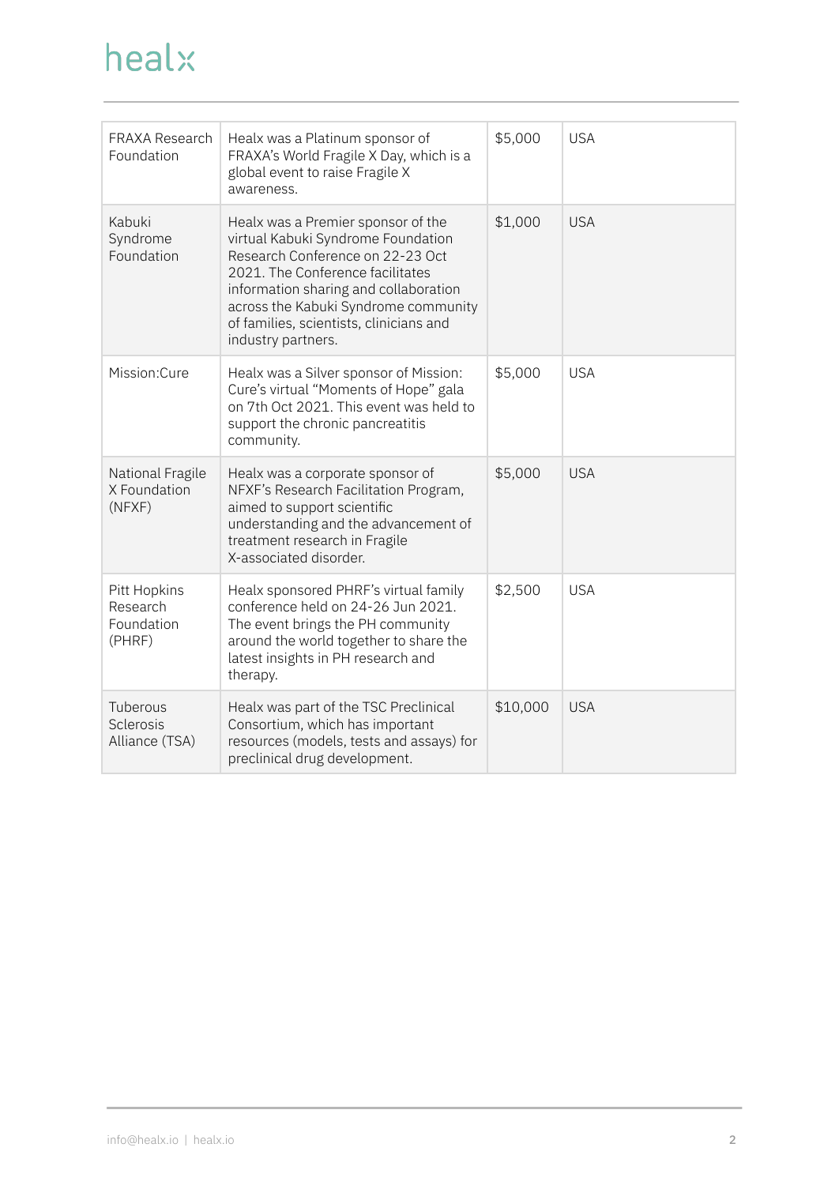| | | | |
|---|---|---|---|
| FRAXA Research Foundation | Healx was a Platinum sponsor of FRAXA's World Fragile X Day, which is a global event to raise Fragile X awareness. | $5,000 | USA |
| Kabuki Syndrome Foundation | Healx was a Premier sponsor of the virtual Kabuki Syndrome Foundation Research Conference on 22-23 Oct 2021. The Conference facilitates information sharing and collaboration across the Kabuki Syndrome community of families, scientists, clinicians and industry partners. | $1,000 | USA |
| Mission:Cure | Healx was a Silver sponsor of Mission: Cure's virtual "Moments of Hope" gala on 7th Oct 2021. This event was held to support the chronic pancreatitis community. | $5,000 | USA |
| National Fragile X Foundation (NFXF) | Healx was a corporate sponsor of NFXF's Research Facilitation Program, aimed to support scientific understanding and the advancement of treatment research in Fragile X-associated disorder. | $5,000 | USA |
| Pitt Hopkins Research Foundation (PHRF) | Healx sponsored PHRF's virtual family conference held on 24-26 Jun 2021. The event brings the PH community around the world together to share the latest insights in PH research and therapy. | $2,500 | USA |
| Tuberous Sclerosis Alliance (TSA) | Healx was part of the TSC Preclinical Consortium, which has important resources (models, tests and assays) for preclinical drug development. | $10,000 | USA |